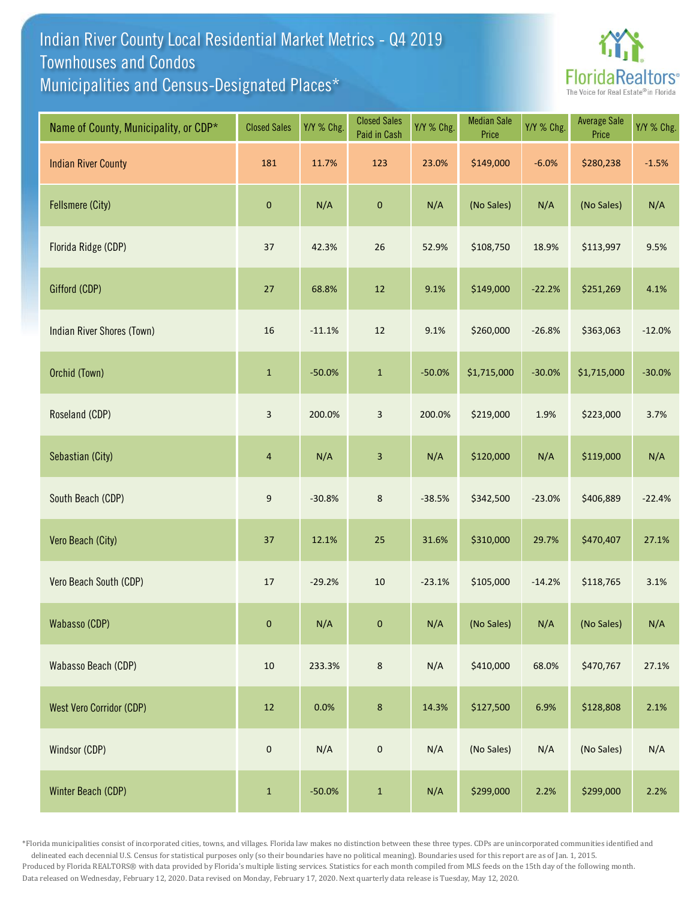# Indian River County Local Residential Market Metrics - Q4 2019
## Townhouses and Condos
## Municipalities and Census-Designated Places*

FloridaRealtors®
The Voice for Real Estate® in Florida

| Name of County, Municipality, or CDP* | Closed Sales | Y/Y % Chg. | Closed Sales Paid in Cash | Y/Y % Chg. | Median Sale Price | Y/Y % Chg. | Average Sale Price | Y/Y % Chg. |
|---|---|---|---|---|---|---|---|---|
| Indian River County | 181 | 11.7% | 123 | 23.0% | $149,000 | -6.0% | $280,238 | -1.5% |
| Fellsmere (City) | 0 | N/A | 0 | N/A | (No Sales) | N/A | (No Sales) | N/A |
| Florida Ridge (CDP) | 37 | 42.3% | 26 | 52.9% | $108,750 | 18.9% | $113,997 | 9.5% |
| Gifford (CDP) | 27 | 68.8% | 12 | 9.1% | $149,000 | -22.2% | $251,269 | 4.1% |
| Indian River Shores (Town) | 16 | -11.1% | 12 | 9.1% | $260,000 | -26.8% | $363,063 | -12.0% |
| Orchid (Town) | 1 | -50.0% | 1 | -50.0% | $1,715,000 | -30.0% | $1,715,000 | -30.0% |
| Roseland (CDP) | 3 | 200.0% | 3 | 200.0% | $219,000 | 1.9% | $223,000 | 3.7% |
| Sebastian (City) | 4 | N/A | 3 | N/A | $120,000 | N/A | $119,000 | N/A |
| South Beach (CDP) | 9 | -30.8% | 8 | -38.5% | $342,500 | -23.0% | $406,889 | -22.4% |
| Vero Beach (City) | 37 | 12.1% | 25 | 31.6% | $310,000 | 29.7% | $470,407 | 27.1% |
| Vero Beach South (CDP) | 17 | -29.2% | 10 | -23.1% | $105,000 | -14.2% | $118,765 | 3.1% |
| Wabasso (CDP) | 0 | N/A | 0 | N/A | (No Sales) | N/A | (No Sales) | N/A |
| Wabasso Beach (CDP) | 10 | 233.3% | 8 | N/A | $410,000 | 68.0% | $470,767 | 27.1% |
| West Vero Corridor (CDP) | 12 | 0.0% | 8 | 14.3% | $127,500 | 6.9% | $128,808 | 2.1% |
| Windsor (CDP) | 0 | N/A | 0 | N/A | (No Sales) | N/A | (No Sales) | N/A |
| Winter Beach (CDP) | 1 | -50.0% | 1 | N/A | $299,000 | 2.2% | $299,000 | 2.2% |

*Florida municipalities consist of incorporated cities, towns, and villages. Florida law makes no distinction between these three types. CDPs are unincorporated communities identified and delineated each decennial U.S. Census for statistical purposes only (so their boundaries have no political meaning). Boundaries used for this report are as of Jan. 1, 2015.
Produced by Florida REALTORS® with data provided by Florida's multiple listing services. Statistics for each month compiled from MLS feeds on the 15th day of the following month.
Data released on Wednesday, February 12, 2020. Data revised on Monday, February 17, 2020. Next quarterly data release is Tuesday, May 12, 2020.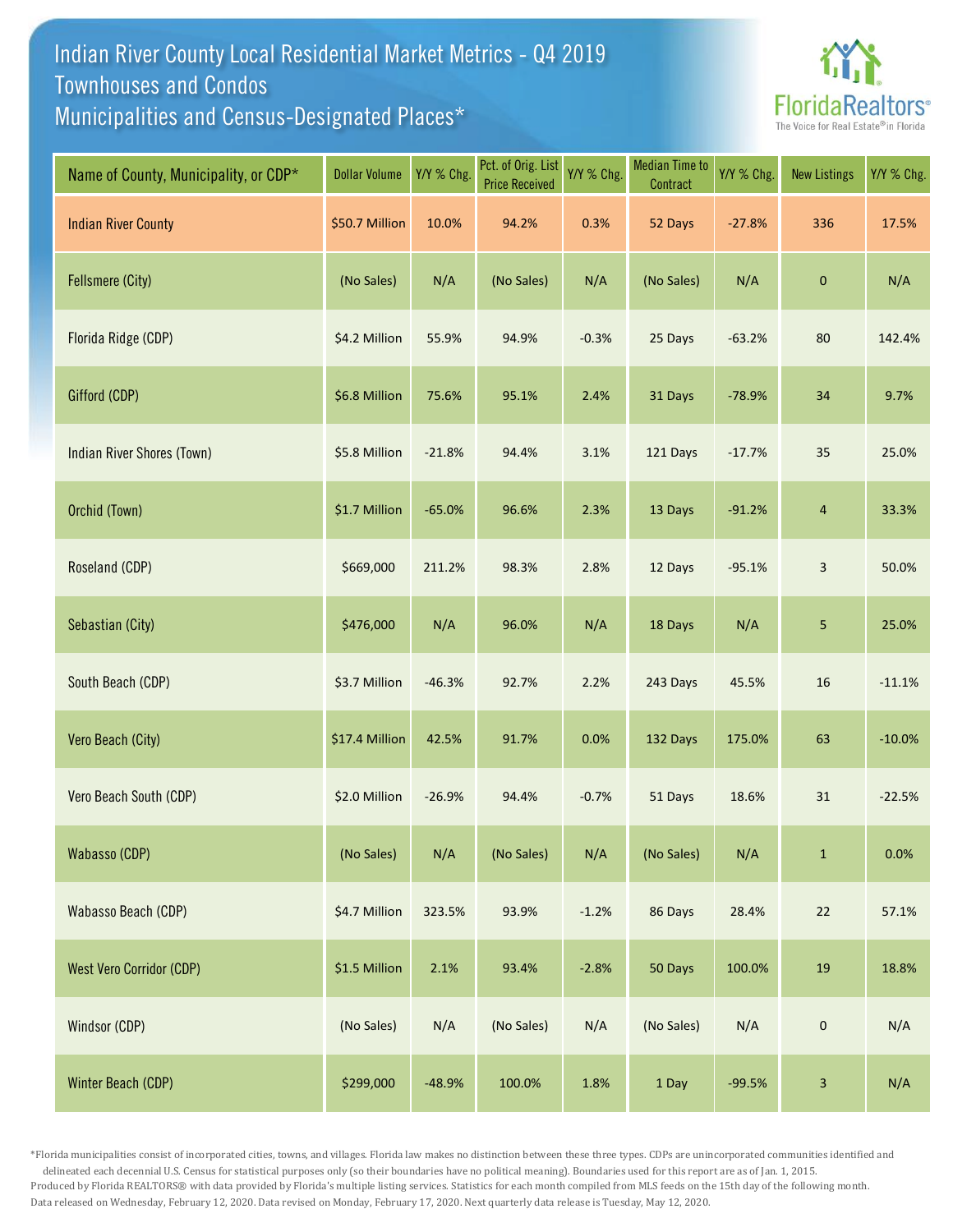# Indian River County Local Residential Market Metrics - Q4 2019
## Townhouses and Condos
## Municipalities and Census-Designated Places*

| Name of County, Municipality, or CDP* | Dollar Volume | Y/Y % Chg. | Pct. of Orig. List Price Received | Y/Y % Chg. | Median Time to Contract | Y/Y % Chg. | New Listings | Y/Y % Chg. |
|---|---|---|---|---|---|---|---|---|
| Indian River County | $50.7 Million | 10.0% | 94.2% | 0.3% | 52 Days | -27.8% | 336 | 17.5% |
| Fellsmere (City) | (No Sales) | N/A | (No Sales) | N/A | (No Sales) | N/A | 0 | N/A |
| Florida Ridge (CDP) | $4.2 Million | 55.9% | 94.9% | -0.3% | 25 Days | -63.2% | 80 | 142.4% |
| Gifford (CDP) | $6.8 Million | 75.6% | 95.1% | 2.4% | 31 Days | -78.9% | 34 | 9.7% |
| Indian River Shores (Town) | $5.8 Million | -21.8% | 94.4% | 3.1% | 121 Days | -17.7% | 35 | 25.0% |
| Orchid (Town) | $1.7 Million | -65.0% | 96.6% | 2.3% | 13 Days | -91.2% | 4 | 33.3% |
| Roseland (CDP) | $669,000 | 211.2% | 98.3% | 2.8% | 12 Days | -95.1% | 3 | 50.0% |
| Sebastian (City) | $476,000 | N/A | 96.0% | N/A | 18 Days | N/A | 5 | 25.0% |
| South Beach (CDP) | $3.7 Million | -46.3% | 92.7% | 2.2% | 243 Days | 45.5% | 16 | -11.1% |
| Vero Beach (City) | $17.4 Million | 42.5% | 91.7% | 0.0% | 132 Days | 175.0% | 63 | -10.0% |
| Vero Beach South (CDP) | $2.0 Million | -26.9% | 94.4% | -0.7% | 51 Days | 18.6% | 31 | -22.5% |
| Wabasso (CDP) | (No Sales) | N/A | (No Sales) | N/A | (No Sales) | N/A | 1 | 0.0% |
| Wabasso Beach (CDP) | $4.7 Million | 323.5% | 93.9% | -1.2% | 86 Days | 28.4% | 22 | 57.1% |
| West Vero Corridor (CDP) | $1.5 Million | 2.1% | 93.4% | -2.8% | 50 Days | 100.0% | 19 | 18.8% |
| Windsor (CDP) | (No Sales) | N/A | (No Sales) | N/A | (No Sales) | N/A | 0 | N/A |
| Winter Beach (CDP) | $299,000 | -48.9% | 100.0% | 1.8% | 1 Day | -99.5% | 3 | N/A |

*Florida municipalities consist of incorporated cities, towns, and villages. Florida law makes no distinction between these three types. CDPs are unincorporated communities identified and delineated each decennial U.S. Census for statistical purposes only (so their boundaries have no political meaning). Boundaries used for this report are as of Jan. 1, 2015.
Produced by Florida REALTORS® with data provided by Florida's multiple listing services. Statistics for each month compiled from MLS feeds on the 15th day of the following month.
Data released on Wednesday, February 12, 2020. Data revised on Monday, February 17, 2020. Next quarterly data release is Tuesday, May 12, 2020.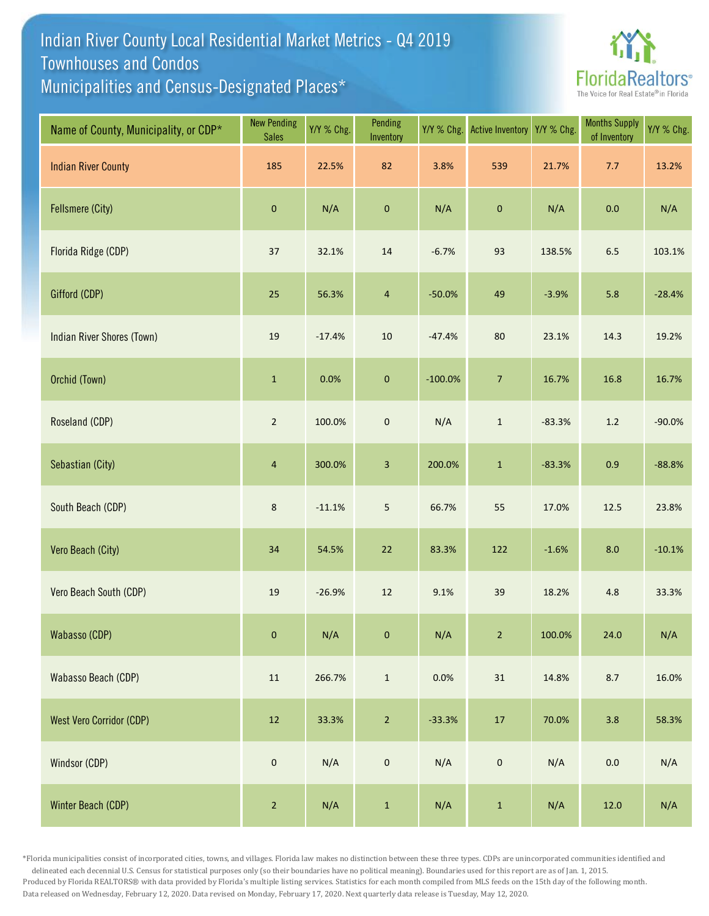# Indian River County Local Residential Market Metrics - Q4 2019
## Townhouses and Condos
## Municipalities and Census-Designated Places*

| Name of County, Municipality, or CDP* | New Pending Sales | Y/Y % Chg. | Pending Inventory | Y/Y % Chg. | Active Inventory | Y/Y % Chg. | Months Supply of Inventory | Y/Y % Chg. |
|---|---|---|---|---|---|---|---|---|
| Indian River County | 185 | 22.5% | 82 | 3.8% | 539 | 21.7% | 7.7 | 13.2% |
| Fellsmere (City) | 0 | N/A | 0 | N/A | 0 | N/A | 0.0 | N/A |
| Florida Ridge (CDP) | 37 | 32.1% | 14 | -6.7% | 93 | 138.5% | 6.5 | 103.1% |
| Gifford (CDP) | 25 | 56.3% | 4 | -50.0% | 49 | -3.9% | 5.8 | -28.4% |
| Indian River Shores (Town) | 19 | -17.4% | 10 | -47.4% | 80 | 23.1% | 14.3 | 19.2% |
| Orchid (Town) | 1 | 0.0% | 0 | -100.0% | 7 | 16.7% | 16.8 | 16.7% |
| Roseland (CDP) | 2 | 100.0% | 0 | N/A | 1 | -83.3% | 1.2 | -90.0% |
| Sebastian (City) | 4 | 300.0% | 3 | 200.0% | 1 | -83.3% | 0.9 | -88.8% |
| South Beach (CDP) | 8 | -11.1% | 5 | 66.7% | 55 | 17.0% | 12.5 | 23.8% |
| Vero Beach (City) | 34 | 54.5% | 22 | 83.3% | 122 | -1.6% | 8.0 | -10.1% |
| Vero Beach South (CDP) | 19 | -26.9% | 12 | 9.1% | 39 | 18.2% | 4.8 | 33.3% |
| Wabasso (CDP) | 0 | N/A | 0 | N/A | 2 | 100.0% | 24.0 | N/A |
| Wabasso Beach (CDP) | 11 | 266.7% | 1 | 0.0% | 31 | 14.8% | 8.7 | 16.0% |
| West Vero Corridor (CDP) | 12 | 33.3% | 2 | -33.3% | 17 | 70.0% | 3.8 | 58.3% |
| Windsor (CDP) | 0 | N/A | 0 | N/A | 0 | N/A | 0.0 | N/A |
| Winter Beach (CDP) | 2 | N/A | 1 | N/A | 1 | N/A | 12.0 | N/A |

*Florida municipalities consist of incorporated cities, towns, and villages. Florida law makes no distinction between these three types. CDPs are unincorporated communities identified and delineated each decennial U.S. Census for statistical purposes only (so their boundaries have no political meaning). Boundaries used for this report are as of Jan. 1, 2015.

Produced by Florida REALTORS® with data provided by Florida's multiple listing services. Statistics for each month compiled from MLS feeds on the 15th day of the following month.

Data released on Wednesday, February 12, 2020. Data revised on Monday, February 17, 2020. Next quarterly data release is Tuesday, May 12, 2020.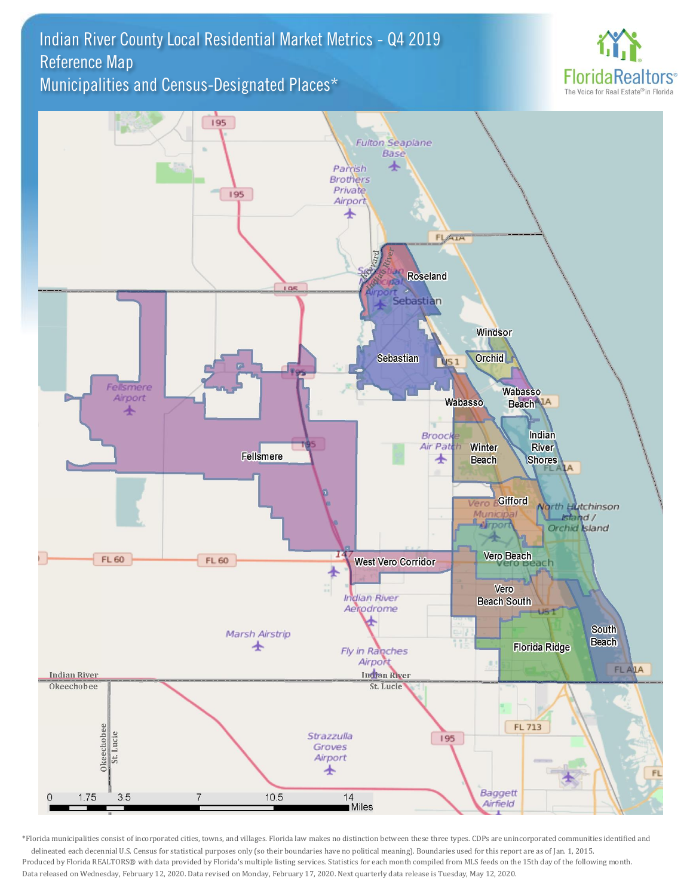# Indian River County Local Residential Market Metrics - Q4 2019

## Reference Map

## Municipalities and Census-Designated Places*

FloridaRealtors®
The Voice for Real Estate® in Florida

Roseland
Sebastian
Windsor
Orchid
Wabasso
Wabasso Beach
Fellsmere
Indian River Shores
Winter Beach
Gifford
North Hutchinson Island / Orchid Island
West Vero Corridor
Vero Beach
Vero Beach South
South Beach
Florida Ridge

0 1.75 3.5 7 10.5 14 Miles

*Florida municipalities consist of incorporated cities, towns, and villages. Florida law makes no distinction between these three types. CDPs are unincorporated communities identified and delineated each decennial U.S. Census for statistical purposes only (so their boundaries have no political meaning). Boundaries used for this report are as of Jan. 1, 2015.

Produced by Florida REALTORS® with data provided by Florida's multiple listing services. Statistics for each month compiled from MLS feeds on the 15th day of the following month. Data released on Wednesday, February 12, 2020. Data revised on Monday, February 17, 2020. Next quarterly data release is Tuesday, May 12, 2020.